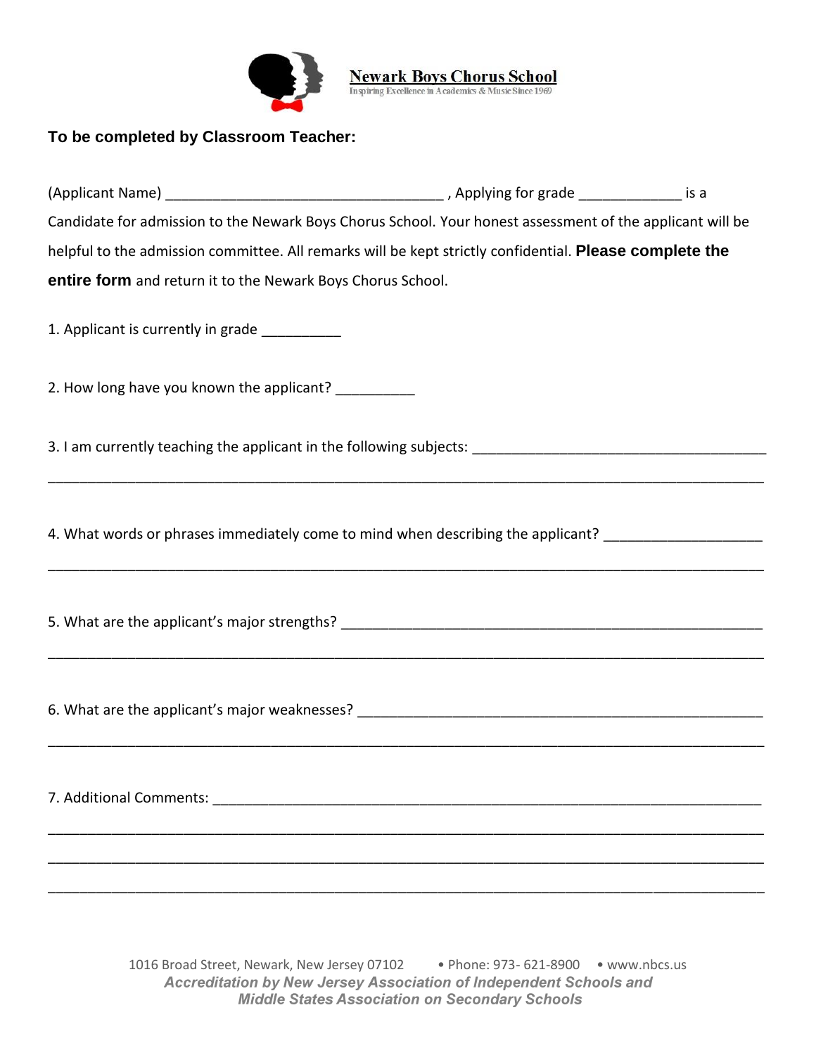**Newark Boys Chorus School**
Inspiring Excellence in Academics & Music Since 1969

**To be completed by Classroom Teacher:**

(Applicant Name) ___________________________________ , Applying for grade _____________ is a Candidate for admission to the Newark Boys Chorus School. Your honest assessment of the applicant will be helpful to the admission committee. All remarks will be kept strictly confidential. **Please complete the entire form** and return it to the Newark Boys Chorus School.

1. Applicant is currently in grade __________

2. How long have you known the applicant? __________

3. I am currently teaching the applicant in the following subjects: _____________________________________

_____________________________________________________________________________________________

4. What words or phrases immediately come to mind when describing the applicant? ___________________

_____________________________________________________________________________________________

5. What are the applicant's major strengths? ______________________________________________________

_____________________________________________________________________________________________

6. What are the applicant's major weaknesses? ____________________________________________________

_____________________________________________________________________________________________

7. Additional Comments: ______________________________________________________________________

_____________________________________________________________________________________________

_____________________________________________________________________________________________

_____________________________________________________________________________________________

1016 Broad Street, Newark, New Jersey 07102 • Phone: 973- 621-8900 • www.nbcs.us

*Accreditation by New Jersey Association of Independent Schools and Middle States Association on Secondary Schools*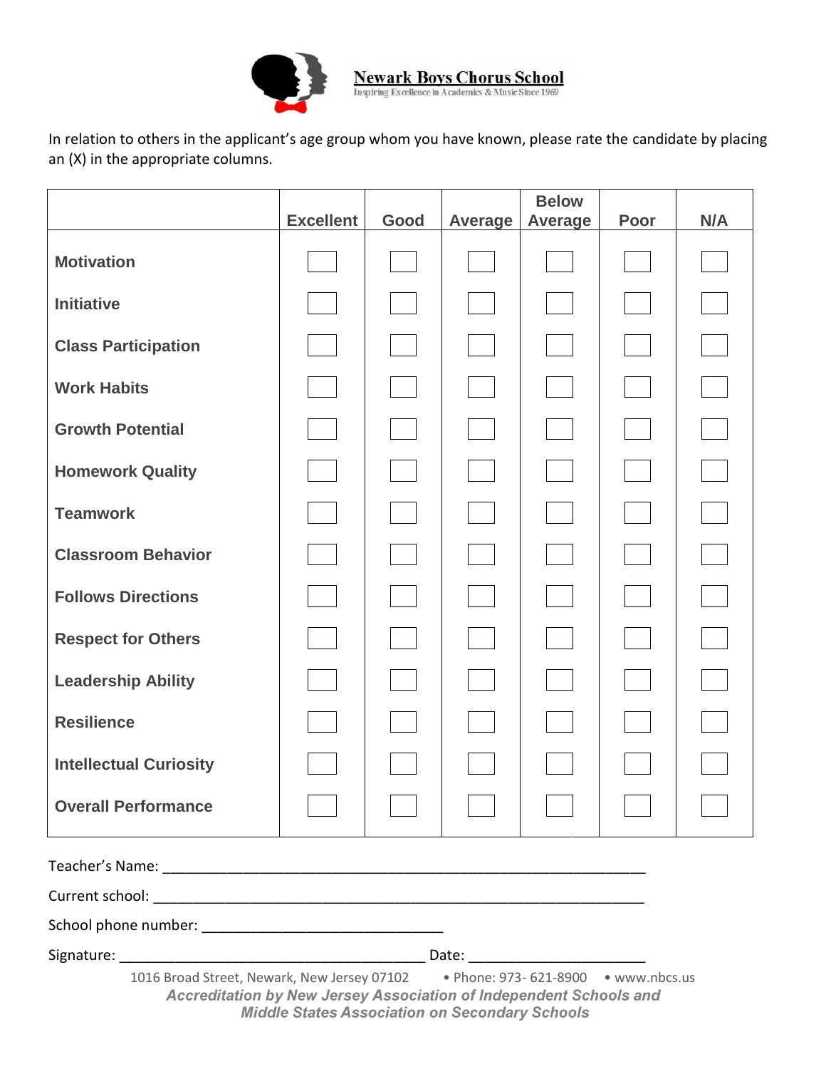**Newark Boys Chorus School**
Inspiring Excellence in Academics & Music Since 1969

In relation to others in the applicant's age group whom you have known, please rate the candidate by placing an (X) in the appropriate columns.

| | Excellent | Good | Average | Below Average | Poor | N/A |
|---|---|---|---|---|---|---|
| **Motivation** | ☐ | ☐ | ☐ | ☐ | ☐ | ☐ |
| **Initiative** | ☐ | ☐ | ☐ | ☐ | ☐ | ☐ |
| **Class Participation** | ☐ | ☐ | ☐ | ☐ | ☐ | ☐ |
| **Work Habits** | ☐ | ☐ | ☐ | ☐ | ☐ | ☐ |
| **Growth Potential** | ☐ | ☐ | ☐ | ☐ | ☐ | ☐ |
| **Homework Quality** | ☐ | ☐ | ☐ | ☐ | ☐ | ☐ |
| **Teamwork** | ☐ | ☐ | ☐ | ☐ | ☐ | ☐ |
| **Classroom Behavior** | ☐ | ☐ | ☐ | ☐ | ☐ | ☐ |
| **Follows Directions** | ☐ | ☐ | ☐ | ☐ | ☐ | ☐ |
| **Respect for Others** | ☐ | ☐ | ☐ | ☐ | ☐ | ☐ |
| **Leadership Ability** | ☐ | ☐ | ☐ | ☐ | ☐ | ☐ |
| **Resilience** | ☐ | ☐ | ☐ | ☐ | ☐ | ☐ |
| **Intellectual Curiosity** | ☐ | ☐ | ☐ | ☐ | ☐ | ☐ |
| **Overall Performance** | ☐ | ☐ | ☐ | ☐ | ☐ | ☐ |

Teacher's Name: ____________________________________________________________

Current school: ____________________________________________________________

School phone number: ______________________________

Signature: ________________________________________ Date: ______________________

1016 Broad Street, Newark, New Jersey 07102 • Phone: 973- 621-8900 • www.nbcs.us

***Accreditation by New Jersey Association of Independent Schools and Middle States Association on Secondary Schools***